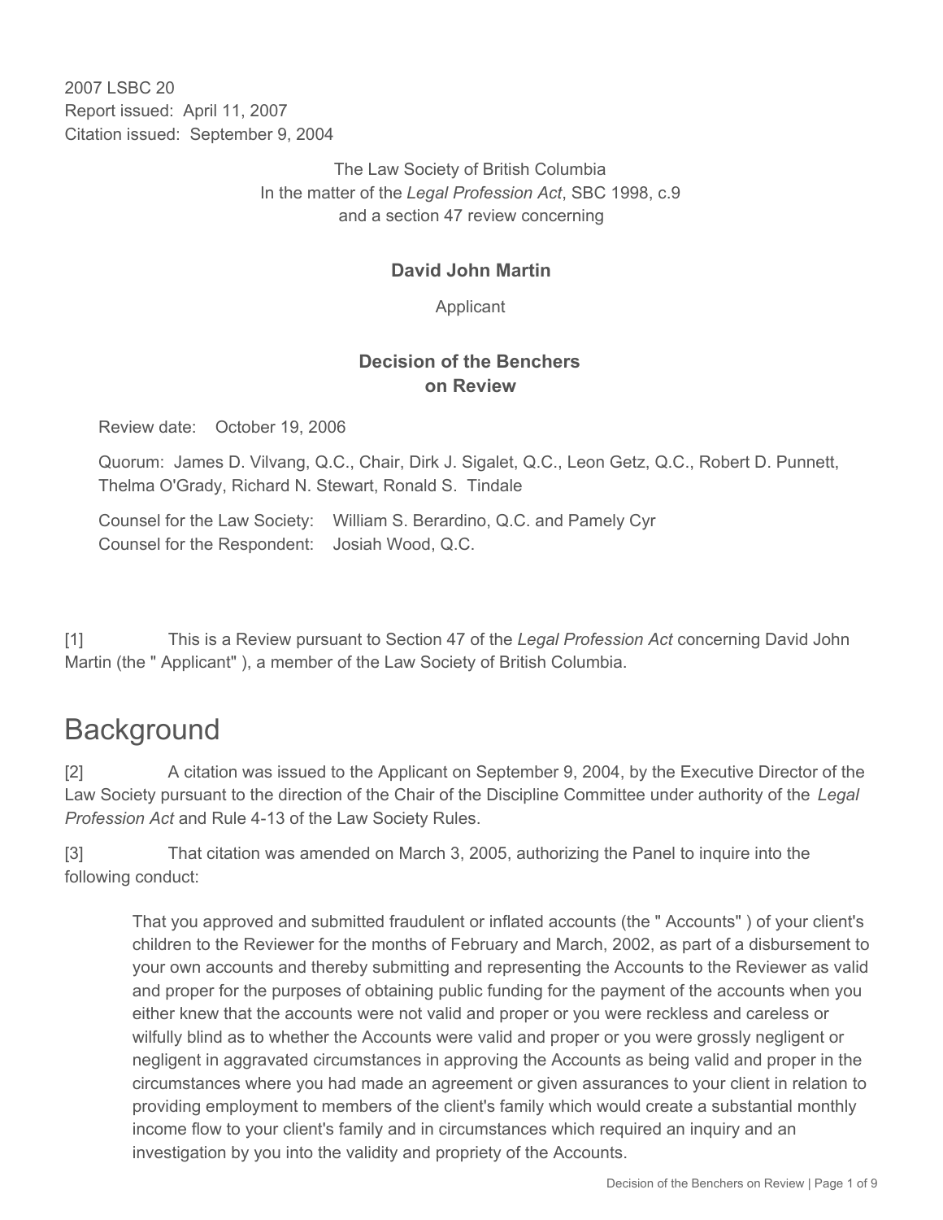2007 LSBC 20
Report issued: April 11, 2007
Citation issued: September 9, 2004

The Law Society of British Columbia
In the matter of the *Legal Profession Act*, SBC 1998, c.9
and a section 47 review concerning

**David John Martin**

Applicant

**Decision of the Benchers on Review**

Review date: October 19, 2006

Quorum: James D. Vilvang, Q.C., Chair, Dirk J. Sigalet, Q.C., Leon Getz, Q.C., Robert D. Punnett, Thelma O'Grady, Richard N. Stewart, Ronald S. Tindale

Counsel for the Law Society: William S. Berardino, Q.C. and Pamely Cyr
Counsel for the Respondent: Josiah Wood, Q.C.

[1] This is a Review pursuant to Section 47 of the *Legal Profession Act* concerning David John Martin (the " Applicant" ), a member of the Law Society of British Columbia.

# Background

[2] A citation was issued to the Applicant on September 9, 2004, by the Executive Director of the Law Society pursuant to the direction of the Chair of the Discipline Committee under authority of the *Legal Profession Act* and Rule 4-13 of the Law Society Rules.

[3] That citation was amended on March 3, 2005, authorizing the Panel to inquire into the following conduct:

> That you approved and submitted fraudulent or inflated accounts (the " Accounts" ) of your client's children to the Reviewer for the months of February and March, 2002, as part of a disbursement to your own accounts and thereby submitting and representing the Accounts to the Reviewer as valid and proper for the purposes of obtaining public funding for the payment of the accounts when you either knew that the accounts were not valid and proper or you were reckless and careless or wilfully blind as to whether the Accounts were valid and proper or you were grossly negligent or negligent in aggravated circumstances in approving the Accounts as being valid and proper in the circumstances where you had made an agreement or given assurances to your client in relation to providing employment to members of the client's family which would create a substantial monthly income flow to your client's family and in circumstances which required an inquiry and an investigation by you into the validity and propriety of the Accounts.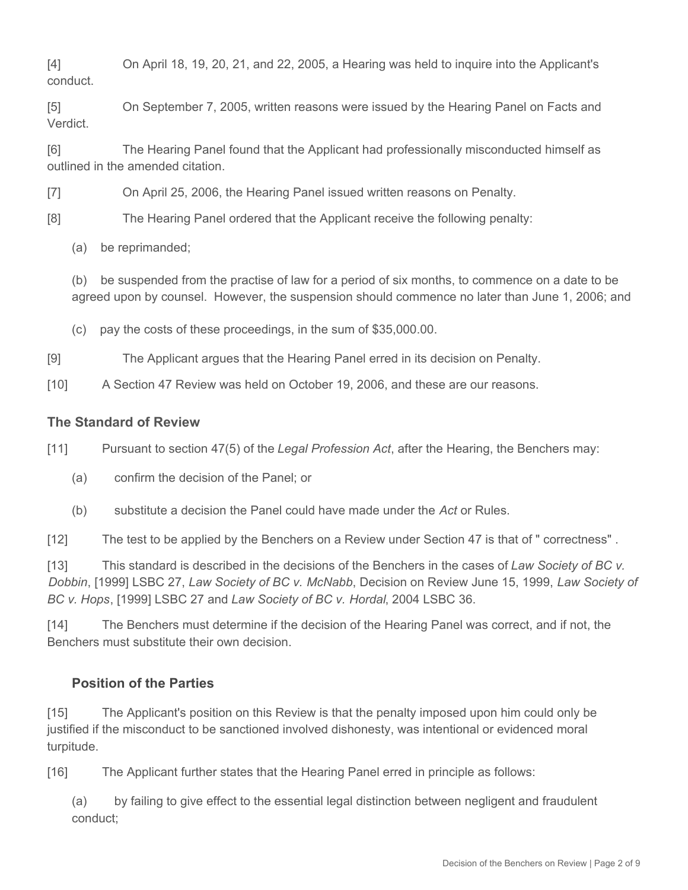[4] On April 18, 19, 20, 21, and 22, 2005, a Hearing was held to inquire into the Applicant's conduct.

[5] On September 7, 2005, written reasons were issued by the Hearing Panel on Facts and Verdict.

[6] The Hearing Panel found that the Applicant had professionally misconducted himself as outlined in the amended citation.

[7] On April 25, 2006, the Hearing Panel issued written reasons on Penalty.

[8] The Hearing Panel ordered that the Applicant receive the following penalty:

(a) be reprimanded;

(b) be suspended from the practise of law for a period of six months, to commence on a date to be agreed upon by counsel. However, the suspension should commence no later than June 1, 2006; and

(c) pay the costs of these proceedings, in the sum of $35,000.00.

[9] The Applicant argues that the Hearing Panel erred in its decision on Penalty.

[10] A Section 47 Review was held on October 19, 2006, and these are our reasons.

### The Standard of Review

[11] Pursuant to section 47(5) of the *Legal Profession Act*, after the Hearing, the Benchers may:

(a) confirm the decision of the Panel; or

(b) substitute a decision the Panel could have made under the *Act* or Rules.

[12] The test to be applied by the Benchers on a Review under Section 47 is that of " correctness" .

[13] This standard is described in the decisions of the Benchers in the cases of *Law Society of BC v. Dobbin*, [1999] LSBC 27, *Law Society of BC v. McNabb*, Decision on Review June 15, 1999, *Law Society of BC v. Hops*, [1999] LSBC 27 and *Law Society of BC v. Hordal*, 2004 LSBC 36.

[14] The Benchers must determine if the decision of the Hearing Panel was correct, and if not, the Benchers must substitute their own decision.

### Position of the Parties

[15] The Applicant's position on this Review is that the penalty imposed upon him could only be justified if the misconduct to be sanctioned involved dishonesty, was intentional or evidenced moral turpitude.

[16] The Applicant further states that the Hearing Panel erred in principle as follows:

(a) by failing to give effect to the essential legal distinction between negligent and fraudulent conduct;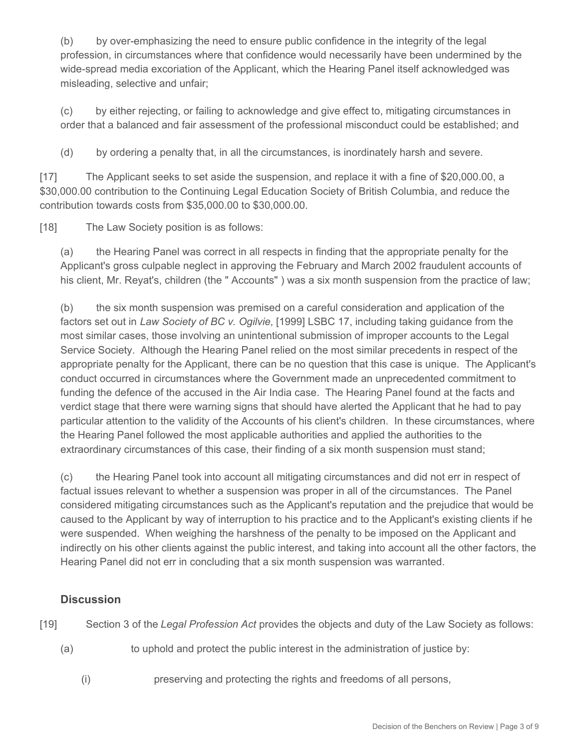(b) by over-emphasizing the need to ensure public confidence in the integrity of the legal profession, in circumstances where that confidence would necessarily have been undermined by the wide-spread media excoriation of the Applicant, which the Hearing Panel itself acknowledged was misleading, selective and unfair;

(c) by either rejecting, or failing to acknowledge and give effect to, mitigating circumstances in order that a balanced and fair assessment of the professional misconduct could be established; and

(d) by ordering a penalty that, in all the circumstances, is inordinately harsh and severe.

[17] The Applicant seeks to set aside the suspension, and replace it with a fine of $20,000.00, a $30,000.00 contribution to the Continuing Legal Education Society of British Columbia, and reduce the contribution towards costs from $35,000.00 to $30,000.00.

[18] The Law Society position is as follows:

(a) the Hearing Panel was correct in all respects in finding that the appropriate penalty for the Applicant's gross culpable neglect in approving the February and March 2002 fraudulent accounts of his client, Mr. Reyat's, children (the " Accounts" ) was a six month suspension from the practice of law;

(b) the six month suspension was premised on a careful consideration and application of the factors set out in *Law Society of BC v. Ogilvie*, [1999] LSBC 17, including taking guidance from the most similar cases, those involving an unintentional submission of improper accounts to the Legal Service Society. Although the Hearing Panel relied on the most similar precedents in respect of the appropriate penalty for the Applicant, there can be no question that this case is unique. The Applicant's conduct occurred in circumstances where the Government made an unprecedented commitment to funding the defence of the accused in the Air India case. The Hearing Panel found at the facts and verdict stage that there were warning signs that should have alerted the Applicant that he had to pay particular attention to the validity of the Accounts of his client's children. In these circumstances, where the Hearing Panel followed the most applicable authorities and applied the authorities to the extraordinary circumstances of this case, their finding of a six month suspension must stand;

(c) the Hearing Panel took into account all mitigating circumstances and did not err in respect of factual issues relevant to whether a suspension was proper in all of the circumstances. The Panel considered mitigating circumstances such as the Applicant's reputation and the prejudice that would be caused to the Applicant by way of interruption to his practice and to the Applicant's existing clients if he were suspended. When weighing the harshness of the penalty to be imposed on the Applicant and indirectly on his other clients against the public interest, and taking into account all the other factors, the Hearing Panel did not err in concluding that a six month suspension was warranted.

## Discussion

[19] Section 3 of the *Legal Profession Act* provides the objects and duty of the Law Society as follows:

(a) to uphold and protect the public interest in the administration of justice by:

(i) preserving and protecting the rights and freedoms of all persons,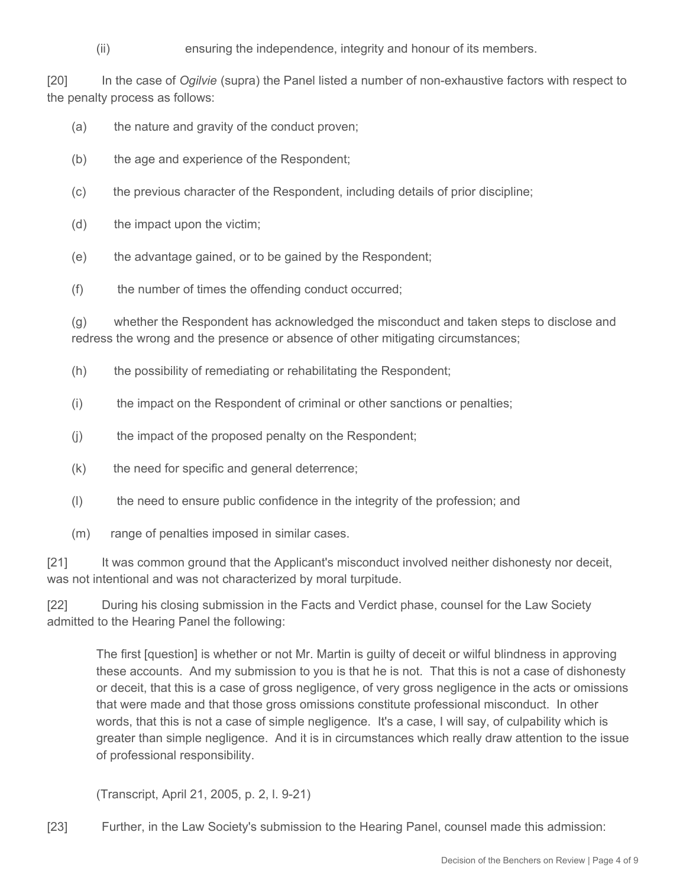(ii) ensuring the independence, integrity and honour of its members.

[20] In the case of *Ogilvie* (supra) the Panel listed a number of non-exhaustive factors with respect to the penalty process as follows:

(a) the nature and gravity of the conduct proven;

(b) the age and experience of the Respondent;

(c) the previous character of the Respondent, including details of prior discipline;

(d) the impact upon the victim;

(e) the advantage gained, or to be gained by the Respondent;

(f) the number of times the offending conduct occurred;

(g) whether the Respondent has acknowledged the misconduct and taken steps to disclose and redress the wrong and the presence or absence of other mitigating circumstances;

(h) the possibility of remediating or rehabilitating the Respondent;

(i) the impact on the Respondent of criminal or other sanctions or penalties;

(j) the impact of the proposed penalty on the Respondent;

(k) the need for specific and general deterrence;

(l) the need to ensure public confidence in the integrity of the profession; and

(m) range of penalties imposed in similar cases.

[21] It was common ground that the Applicant's misconduct involved neither dishonesty nor deceit, was not intentional and was not characterized by moral turpitude.

[22] During his closing submission in the Facts and Verdict phase, counsel for the Law Society admitted to the Hearing Panel the following:

> The first [question] is whether or not Mr. Martin is guilty of deceit or wilful blindness in approving these accounts. And my submission to you is that he is not. That this is not a case of dishonesty or deceit, that this is a case of gross negligence, of very gross negligence in the acts or omissions that were made and that those gross omissions constitute professional misconduct. In other words, that this is not a case of simple negligence. It's a case, I will say, of culpability which is greater than simple negligence. And it is in circumstances which really draw attention to the issue of professional responsibility.
>
> (Transcript, April 21, 2005, p. 2, l. 9-21)

[23] Further, in the Law Society's submission to the Hearing Panel, counsel made this admission: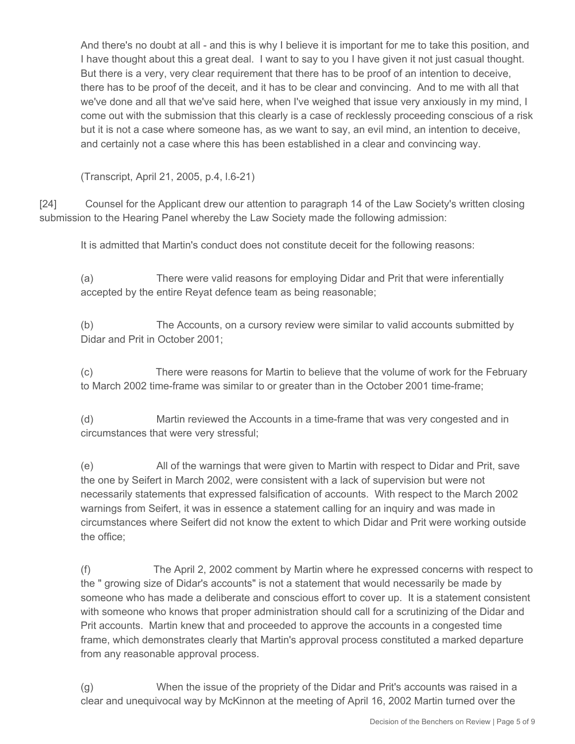And there's no doubt at all - and this is why I believe it is important for me to take this position, and I have thought about this a great deal. I want to say to you I have given it not just casual thought. But there is a very, very clear requirement that there has to be proof of an intention to deceive, there has to be proof of the deceit, and it has to be clear and convincing. And to me with all that we've done and all that we've said here, when I've weighed that issue very anxiously in my mind, I come out with the submission that this clearly is a case of recklessly proceeding conscious of a risk but it is not a case where someone has, as we want to say, an evil mind, an intention to deceive, and certainly not a case where this has been established in a clear and convincing way.

(Transcript, April 21, 2005, p.4, l.6-21)

[24] Counsel for the Applicant drew our attention to paragraph 14 of the Law Society's written closing submission to the Hearing Panel whereby the Law Society made the following admission:

It is admitted that Martin's conduct does not constitute deceit for the following reasons:

(a) There were valid reasons for employing Didar and Prit that were inferentially accepted by the entire Reyat defence team as being reasonable;

(b) The Accounts, on a cursory review were similar to valid accounts submitted by Didar and Prit in October 2001;

(c) There were reasons for Martin to believe that the volume of work for the February to March 2002 time-frame was similar to or greater than in the October 2001 time-frame;

(d) Martin reviewed the Accounts in a time-frame that was very congested and in circumstances that were very stressful;

(e) All of the warnings that were given to Martin with respect to Didar and Prit, save the one by Seifert in March 2002, were consistent with a lack of supervision but were not necessarily statements that expressed falsification of accounts. With respect to the March 2002 warnings from Seifert, it was in essence a statement calling for an inquiry and was made in circumstances where Seifert did not know the extent to which Didar and Prit were working outside the office;

(f) The April 2, 2002 comment by Martin where he expressed concerns with respect to the " growing size of Didar's accounts" is not a statement that would necessarily be made by someone who has made a deliberate and conscious effort to cover up. It is a statement consistent with someone who knows that proper administration should call for a scrutinizing of the Didar and Prit accounts. Martin knew that and proceeded to approve the accounts in a congested time frame, which demonstrates clearly that Martin's approval process constituted a marked departure from any reasonable approval process.

(g) When the issue of the propriety of the Didar and Prit's accounts was raised in a clear and unequivocal way by McKinnon at the meeting of April 16, 2002 Martin turned over the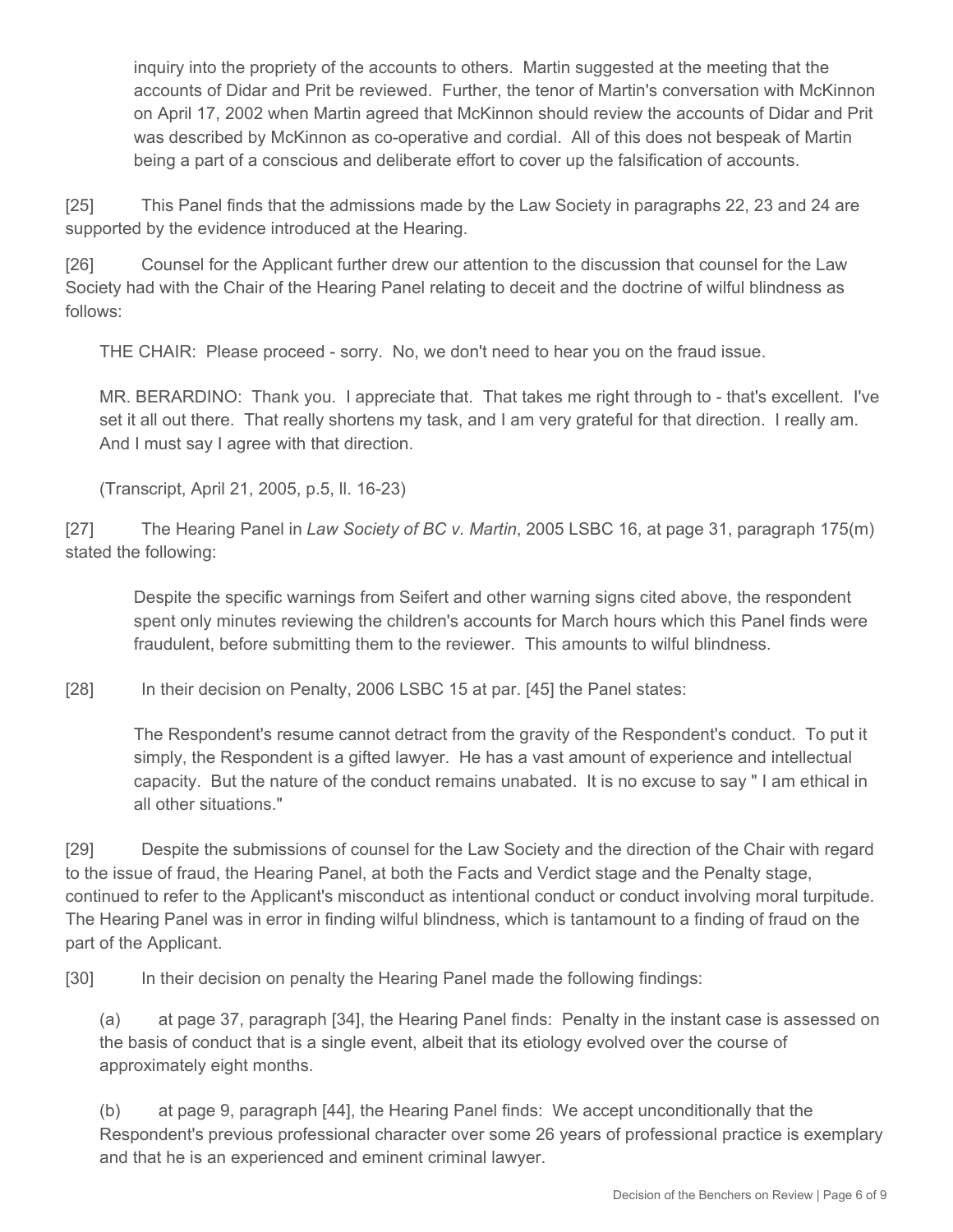> inquiry into the propriety of the accounts to others. Martin suggested at the meeting that the accounts of Didar and Prit be reviewed. Further, the tenor of Martin's conversation with McKinnon on April 17, 2002 when Martin agreed that McKinnon should review the accounts of Didar and Prit was described by McKinnon as co-operative and cordial. All of this does not bespeak of Martin being a part of a conscious and deliberate effort to cover up the falsification of accounts.

[25] This Panel finds that the admissions made by the Law Society in paragraphs 22, 23 and 24 are supported by the evidence introduced at the Hearing.

[26] Counsel for the Applicant further drew our attention to the discussion that counsel for the Law Society had with the Chair of the Hearing Panel relating to deceit and the doctrine of wilful blindness as follows:

> THE CHAIR: Please proceed - sorry. No, we don't need to hear you on the fraud issue.
>
> MR. BERARDINO: Thank you. I appreciate that. That takes me right through to - that's excellent. I've set it all out there. That really shortens my task, and I am very grateful for that direction. I really am. And I must say I agree with that direction.
>
> (Transcript, April 21, 2005, p.5, ll. 16-23)

[27] The Hearing Panel in *Law Society of BC v. Martin*, 2005 LSBC 16, at page 31, paragraph 175(m) stated the following:

> Despite the specific warnings from Seifert and other warning signs cited above, the respondent spent only minutes reviewing the children's accounts for March hours which this Panel finds were fraudulent, before submitting them to the reviewer. This amounts to wilful blindness.

[28] In their decision on Penalty, 2006 LSBC 15 at par. [45] the Panel states:

> The Respondent's resume cannot detract from the gravity of the Respondent's conduct. To put it simply, the Respondent is a gifted lawyer. He has a vast amount of experience and intellectual capacity. But the nature of the conduct remains unabated. It is no excuse to say " I am ethical in all other situations."

[29] Despite the submissions of counsel for the Law Society and the direction of the Chair with regard to the issue of fraud, the Hearing Panel, at both the Facts and Verdict stage and the Penalty stage, continued to refer to the Applicant's misconduct as intentional conduct or conduct involving moral turpitude. The Hearing Panel was in error in finding wilful blindness, which is tantamount to a finding of fraud on the part of the Applicant.

[30] In their decision on penalty the Hearing Panel made the following findings:

(a) at page 37, paragraph [34], the Hearing Panel finds: Penalty in the instant case is assessed on the basis of conduct that is a single event, albeit that its etiology evolved over the course of approximately eight months.

(b) at page 9, paragraph [44], the Hearing Panel finds: We accept unconditionally that the Respondent's previous professional character over some 26 years of professional practice is exemplary and that he is an experienced and eminent criminal lawyer.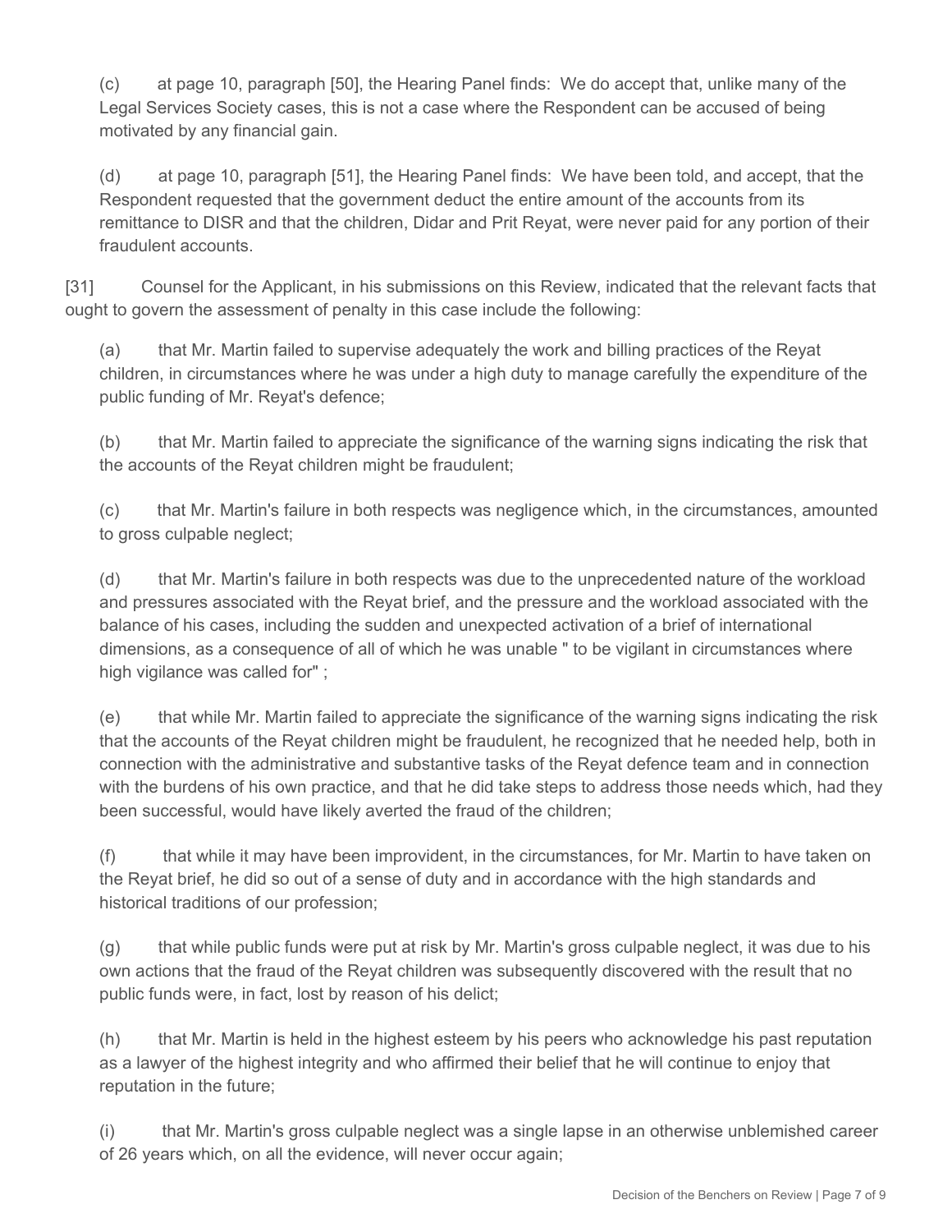(c) at page 10, paragraph [50], the Hearing Panel finds: We do accept that, unlike many of the Legal Services Society cases, this is not a case where the Respondent can be accused of being motivated by any financial gain.

(d) at page 10, paragraph [51], the Hearing Panel finds: We have been told, and accept, that the Respondent requested that the government deduct the entire amount of the accounts from its remittance to DISR and that the children, Didar and Prit Reyat, were never paid for any portion of their fraudulent accounts.

[31] Counsel for the Applicant, in his submissions on this Review, indicated that the relevant facts that ought to govern the assessment of penalty in this case include the following:

(a) that Mr. Martin failed to supervise adequately the work and billing practices of the Reyat children, in circumstances where he was under a high duty to manage carefully the expenditure of the public funding of Mr. Reyat's defence;

(b) that Mr. Martin failed to appreciate the significance of the warning signs indicating the risk that the accounts of the Reyat children might be fraudulent;

(c) that Mr. Martin's failure in both respects was negligence which, in the circumstances, amounted to gross culpable neglect;

(d) that Mr. Martin's failure in both respects was due to the unprecedented nature of the workload and pressures associated with the Reyat brief, and the pressure and the workload associated with the balance of his cases, including the sudden and unexpected activation of a brief of international dimensions, as a consequence of all of which he was unable " to be vigilant in circumstances where high vigilance was called for" ;

(e) that while Mr. Martin failed to appreciate the significance of the warning signs indicating the risk that the accounts of the Reyat children might be fraudulent, he recognized that he needed help, both in connection with the administrative and substantive tasks of the Reyat defence team and in connection with the burdens of his own practice, and that he did take steps to address those needs which, had they been successful, would have likely averted the fraud of the children;

(f) that while it may have been improvident, in the circumstances, for Mr. Martin to have taken on the Reyat brief, he did so out of a sense of duty and in accordance with the high standards and historical traditions of our profession;

(g) that while public funds were put at risk by Mr. Martin's gross culpable neglect, it was due to his own actions that the fraud of the Reyat children was subsequently discovered with the result that no public funds were, in fact, lost by reason of his delict;

(h) that Mr. Martin is held in the highest esteem by his peers who acknowledge his past reputation as a lawyer of the highest integrity and who affirmed their belief that he will continue to enjoy that reputation in the future;

(i) that Mr. Martin's gross culpable neglect was a single lapse in an otherwise unblemished career of 26 years which, on all the evidence, will never occur again;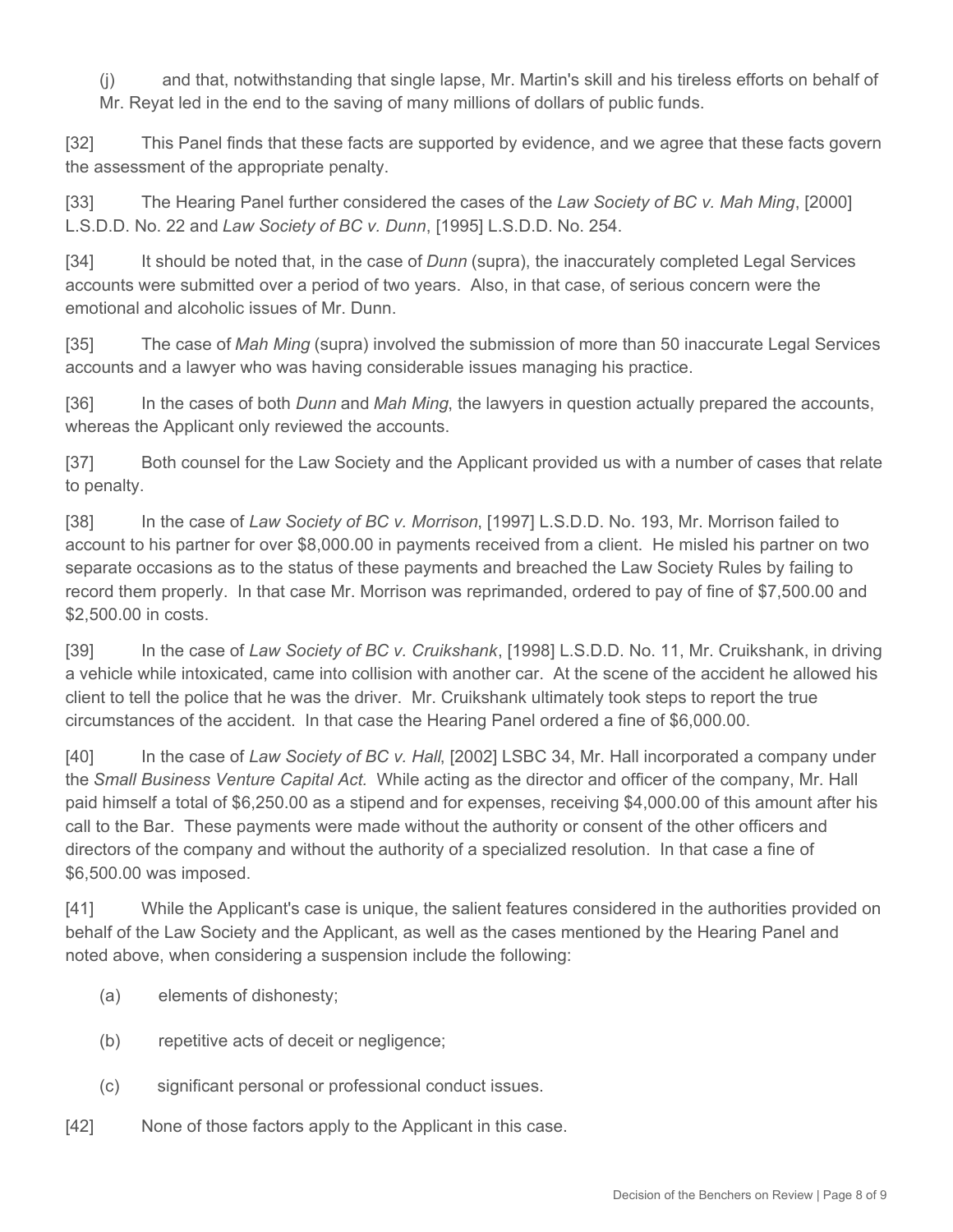(j) and that, notwithstanding that single lapse, Mr. Martin's skill and his tireless efforts on behalf of Mr. Reyat led in the end to the saving of many millions of dollars of public funds.

[32] This Panel finds that these facts are supported by evidence, and we agree that these facts govern the assessment of the appropriate penalty.

[33] The Hearing Panel further considered the cases of the *Law Society of BC v. Mah Ming*, [2000] L.S.D.D. No. 22 and *Law Society of BC v. Dunn*, [1995] L.S.D.D. No. 254.

[34] It should be noted that, in the case of *Dunn* (supra), the inaccurately completed Legal Services accounts were submitted over a period of two years. Also, in that case, of serious concern were the emotional and alcoholic issues of Mr. Dunn.

[35] The case of *Mah Ming* (supra) involved the submission of more than 50 inaccurate Legal Services accounts and a lawyer who was having considerable issues managing his practice.

[36] In the cases of both *Dunn* and *Mah Ming*, the lawyers in question actually prepared the accounts, whereas the Applicant only reviewed the accounts.

[37] Both counsel for the Law Society and the Applicant provided us with a number of cases that relate to penalty.

[38] In the case of *Law Society of BC v. Morrison*, [1997] L.S.D.D. No. 193, Mr. Morrison failed to account to his partner for over $8,000.00 in payments received from a client. He misled his partner on two separate occasions as to the status of these payments and breached the Law Society Rules by failing to record them properly. In that case Mr. Morrison was reprimanded, ordered to pay of fine of $7,500.00 and $2,500.00 in costs.

[39] In the case of *Law Society of BC v. Cruikshank*, [1998] L.S.D.D. No. 11, Mr. Cruikshank, in driving a vehicle while intoxicated, came into collision with another car. At the scene of the accident he allowed his client to tell the police that he was the driver. Mr. Cruikshank ultimately took steps to report the true circumstances of the accident. In that case the Hearing Panel ordered a fine of $6,000.00.

[40] In the case of *Law Society of BC v. Hall*, [2002] LSBC 34, Mr. Hall incorporated a company under the *Small Business Venture Capital Act.* While acting as the director and officer of the company, Mr. Hall paid himself a total of $6,250.00 as a stipend and for expenses, receiving $4,000.00 of this amount after his call to the Bar. These payments were made without the authority or consent of the other officers and directors of the company and without the authority of a specialized resolution. In that case a fine of $6,500.00 was imposed.

[41] While the Applicant's case is unique, the salient features considered in the authorities provided on behalf of the Law Society and the Applicant, as well as the cases mentioned by the Hearing Panel and noted above, when considering a suspension include the following:

(a) elements of dishonesty;

(b) repetitive acts of deceit or negligence;

(c) significant personal or professional conduct issues.

[42] None of those factors apply to the Applicant in this case.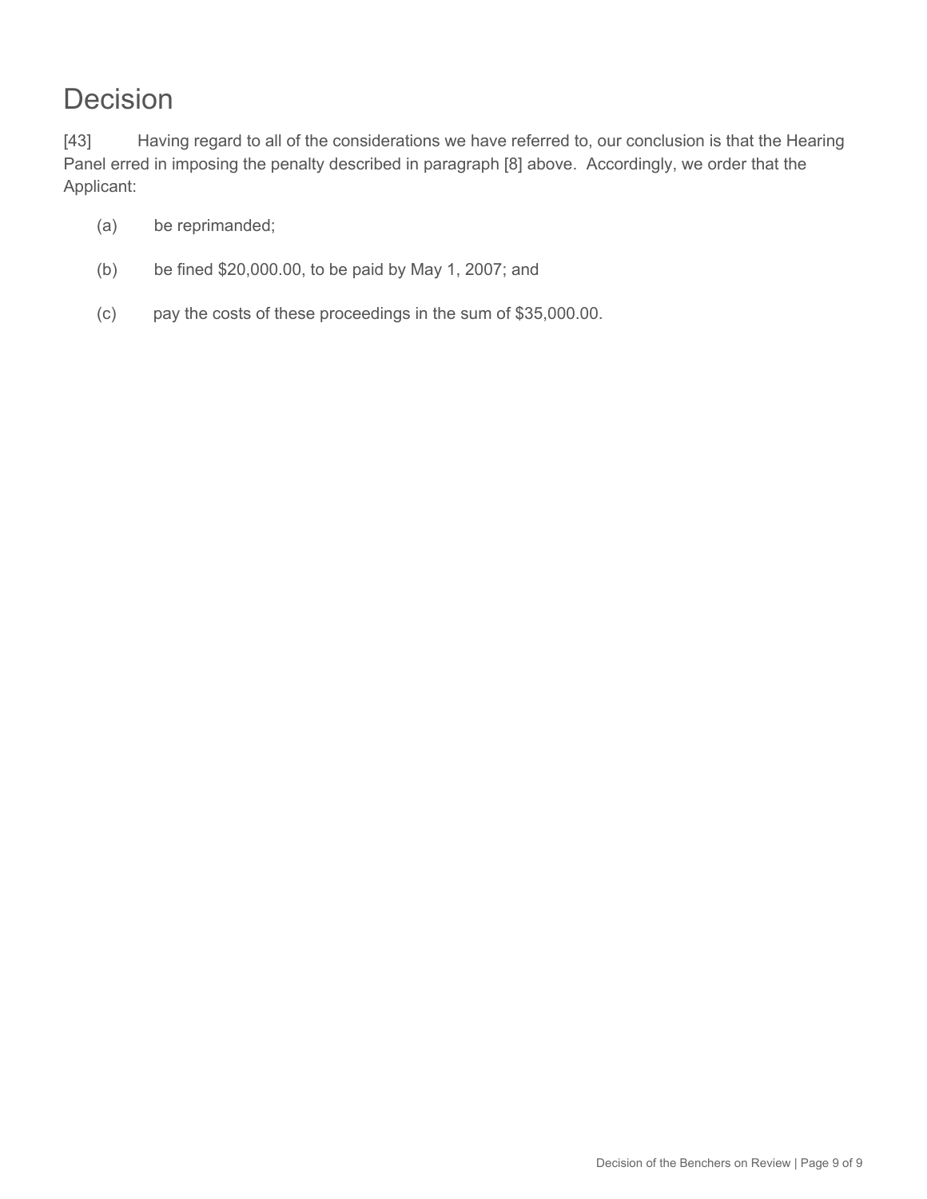# Decision

[43] Having regard to all of the considerations we have referred to, our conclusion is that the Hearing Panel erred in imposing the penalty described in paragraph [8] above. Accordingly, we order that the Applicant:

(a) be reprimanded;

(b) be fined $20,000.00, to be paid by May 1, 2007; and

(c) pay the costs of these proceedings in the sum of $35,000.00.